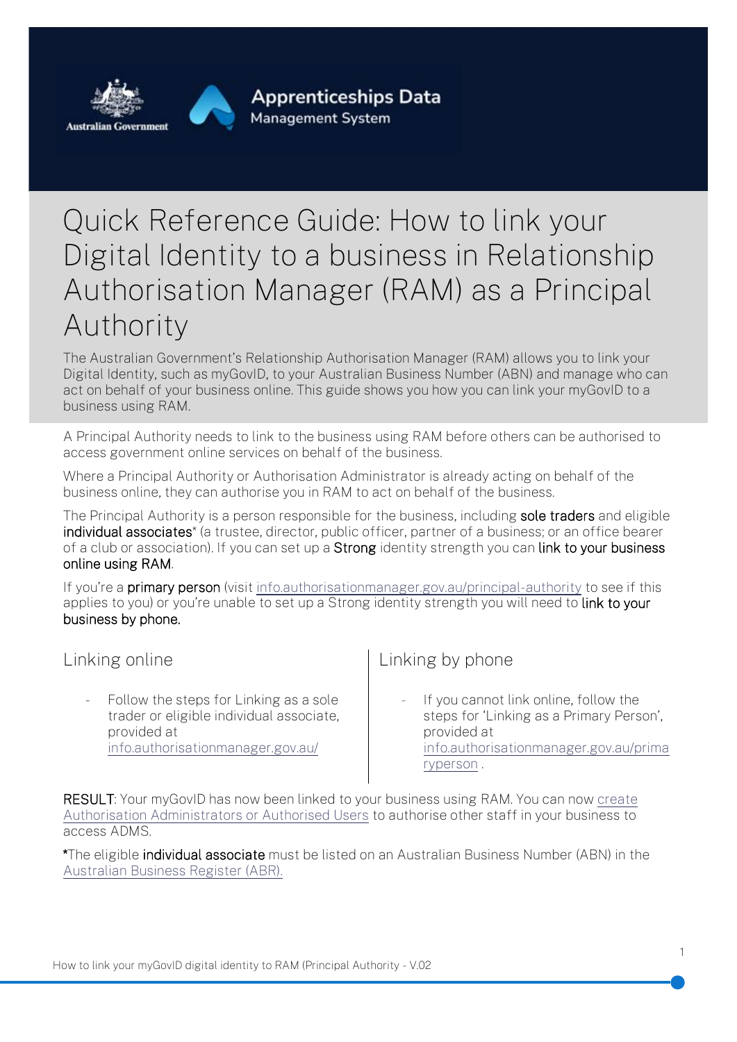Australian Government

Apprenticeships Data Management System

# Quick Reference Guide: How to link your Digital Identity to a business in Relationship Authorisation Manager (RAM) as a Principal Authority

The Australian Government's Relationship Authorisation Manager (RAM) allows you to link your Digital Identity, such as myGovID, to your Australian Business Number (ABN) and manage who can act on behalf of your business online. This guide shows you how you can link your myGovID to a business using RAM.

A Principal Authority needs to link to the business using RAM before others can be authorised to access government online services on behalf of the business.

Where a Principal Authority or Authorisation Administrator is already acting on behalf of the business online, they can authorise you in RAM to act on behalf of the business.

The Principal Authority is a person responsible for the business, including **sole traders** and eligible **individual associates*** (a trustee, director, public officer, partner of a business; or an office bearer of a club or association). If you can set up a **Strong** identity strength you can **link to your business online using RAM**.

If you're a **primary person** (visit [info.authorisationmanager.gov.au/principal-authority](info.authorisationmanager.gov.au/principal-authority) to see if this applies to you) or you're unable to set up a Strong identity strength you will need to **link to your business by phone.**

## Linking online

- Follow the steps for Linking as a sole trader or eligible individual associate, provided at [info.authorisationmanager.gov.au/](info.authorisationmanager.gov.au/)

## Linking by phone

- If you cannot link online, follow the steps for 'Linking as a Primary Person', provided at [info.authorisationmanager.gov.au/primaryperson](info.authorisationmanager.gov.au/primaryperson) .

**RESULT**: Your myGovID has now been linked to your business using RAM. You can now create Authorisation Administrators or Authorised Users to authorise other staff in your business to access ADMS.

***The eligible individual associate** must be listed on an Australian Business Number (ABN) in the Australian Business Register (ABR).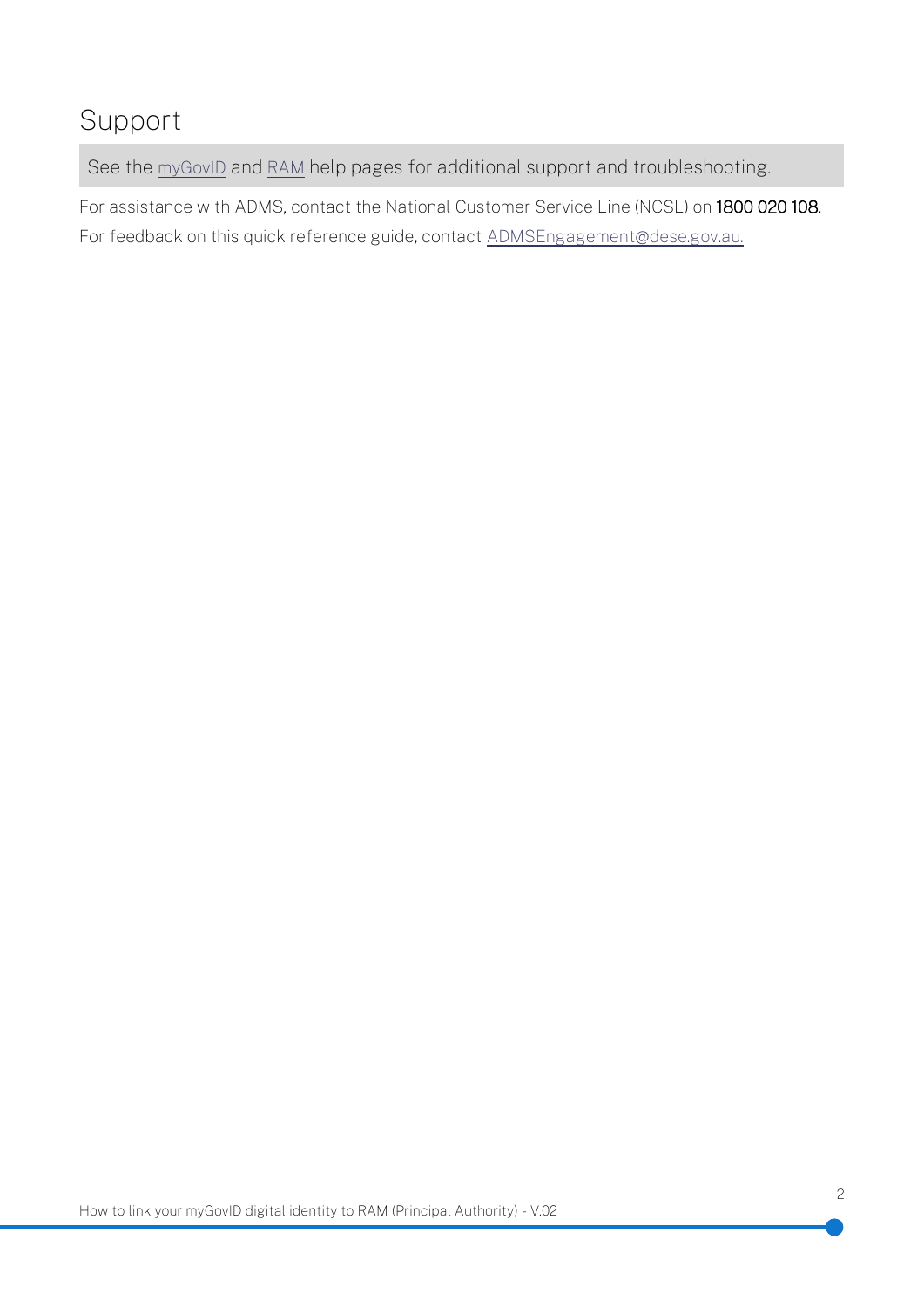## Support

See the myGovID and RAM help pages for additional support and troubleshooting.

For assistance with ADMS, contact the National Customer Service Line (NCSL) on **1800 020 108**.

For feedback on this quick reference guide, contact ADMSEngagement@dese.gov.au.